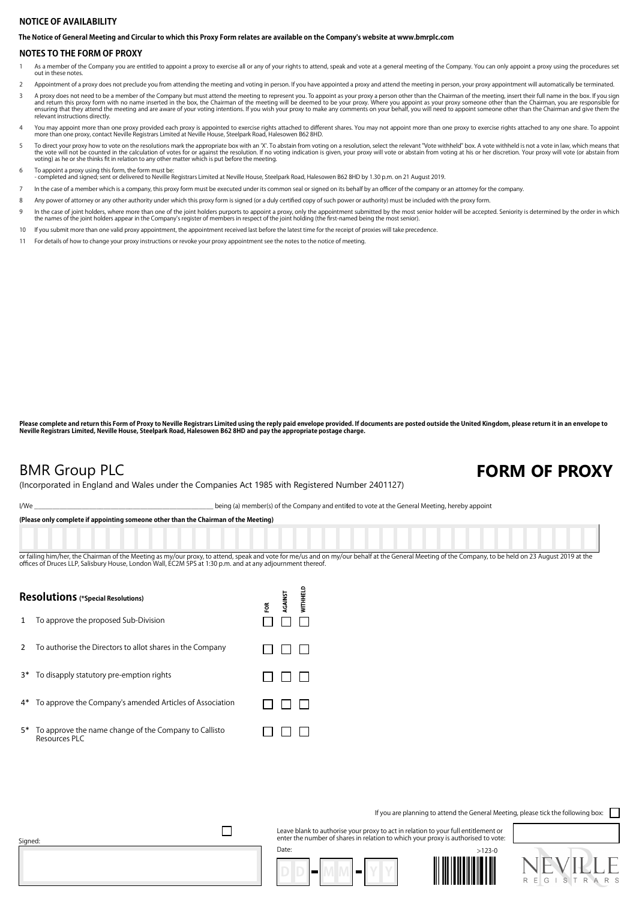## NOTICE OF AVAILABILITY

**The Notice of General Meeting and Circular to which this Proxy Form relates are available on the Company's website at www.bmrplc.com**

## NOTES TO THE FORM OF PROXY

1. As a member of the Company you are entitled to appoint a proxy to exercise all or any of your rights to attend, speak and vote at a general meeting of the Company. You can only appoint a proxy using the procedures set out in these notes.
2. Appointment of a proxy does not preclude you from attending the meeting and voting in person. If you have appointed a proxy and attend the meeting in person, your proxy appointment will automatically be terminated.
3. A proxy does not need to be a member of the Company but must attend the meeting to represent you. To appoint as your proxy a person other than the Chairman of the meeting, insert their full name in the box. If you sign and return this proxy form with no name inserted in the box, the Chairman of the meeting will be deemed to be your proxy. Where you appoint as your proxy someone other than the Chairman, you are responsible for ensuring that they attend the meeting and are aware of your voting intentions. If you wish your proxy to make any comments on your behalf, you will need to appoint someone other than the Chairman and give them the relevant instructions directly.
4. You may appoint more than one proxy provided each proxy is appointed to exercise rights attached to different shares. You may not appoint more than one proxy to exercise rights attached to any one share. To appoint more than one proxy, contact Neville Registrars Limited at Neville House, Steelpark Road, Halesowen B62 8HD.
5. To direct your proxy how to vote on the resolutions mark the appropriate box with an 'X'. To abstain from voting on a resolution, select the relevant "Vote withheld" box. A vote withheld is not a vote in law, which means that the vote will not be counted in the calculation of votes for or against the resolution. If no voting indication is given, your proxy will vote or abstain from voting at his or her discretion. Your proxy will vote (or abstain from voting) as he or she thinks fit in relation to any other matter which is put before the meeting.
6. To appoint a proxy using this form, the form must be:
   - completed and signed; sent or delivered to Neville Registrars Limited at Neville House, Steelpark Road, Halesowen B62 8HD by 1.30 p.m. on 21 August 2019.
7. In the case of a member which is a company, this proxy form must be executed under its common seal or signed on its behalf by an officer of the company or an attorney for the company.
8. Any power of attorney or any other authority under which this proxy form is signed (or a duly certified copy of such power or authority) must be included with the proxy form.
9. In the case of joint holders, where more than one of the joint holders purports to appoint a proxy, only the appointment submitted by the most senior holder will be accepted. Seniority is determined by the order in which the names of the joint holders appear in the Company's register of members in respect of the joint holding (the first-named being the most senior).
10. If you submit more than one valid proxy appointment, the appointment received last before the latest time for the receipt of proxies will take precedence.
11. For details of how to change your proxy instructions or revoke your proxy appointment see the notes to the notice of meeting.

**Please complete and return this Form of Proxy to Neville Registrars Limited using the reply paid envelope provided. If documents are posted outside the United Kingdom, please return it in an envelope to Neville Registrars Limited, Neville House, Steelpark Road, Halesowen B62 8HD and pay the appropriate postage charge.**

# BMR Group PLC

# FORM OF PROXY

(Incorporated in England and Wales under the Companies Act 1985 with Registered Number 2401127)

I/We ______________________________________________ being (a) member(s) of the Company and entitled to vote at the General Meeting, hereby appoint

**(Please only complete if appointing someone other than the Chairman of the Meeting)**

or failing him/her, the Chairman of the Meeting as my/our proxy, to attend, speak and vote for me/us and on my/our behalf at the General Meeting of the Company, to be held on 23 August 2019 at the offices of Druces LLP, Salisbury House, London Wall, EC2M 5PS at 1:30 p.m. and at any adjournment thereof.

| **Resolutions** (*Special Resolutions) | FOR | AGAINST | WITHHELD |
|---|---|---|---|
| 1 To approve the proposed Sub-Division | ☐ | ☐ | ☐ |
| 2 To authorise the Directors to allot shares in the Company | ☐ | ☐ | ☐ |
| 3* To disapply statutory pre-emption rights | ☐ | ☐ | ☐ |
| 4* To approve the Company's amended Articles of Association | ☐ | ☐ | ☐ |
| 5* To approve the name change of the Company to Callisto Resources PLC | ☐ | ☐ | ☐ |

If you are planning to attend the General Meeting, please tick the following box: ☐

Signed:

Leave blank to authorise your proxy to act in relation to your full entitlement or enter the number of shares in relation to which your proxy is authorised to vote:

Date: D D - M M - Y Y

>123-0

NEVILLE REGISTRARS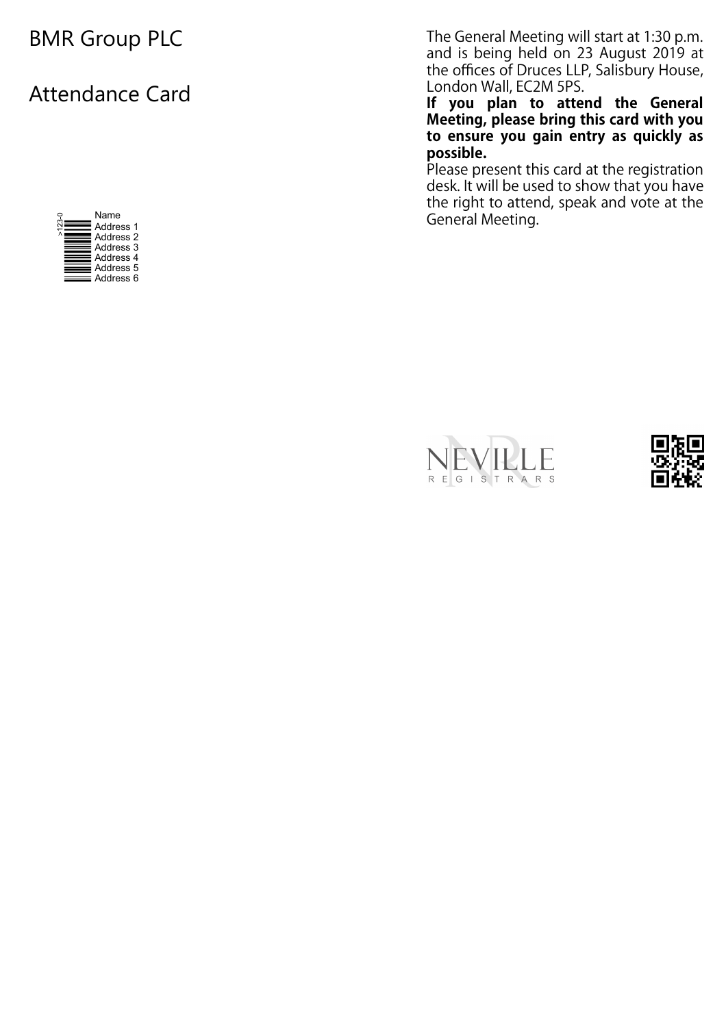# BMR Group PLC

## Attendance Card

>123-0

Name
Address 1
Address 2
Address 3
Address 4
Address 5
Address 6

The General Meeting will start at 1:30 p.m. and is being held on 23 August 2019 at the offices of Druces LLP, Salisbury House, London Wall, EC2M 5PS.

**If you plan to attend the General Meeting, please bring this card with you to ensure you gain entry as quickly as possible.**

Please present this card at the registration desk. It will be used to show that you have the right to attend, speak and vote at the General Meeting.

NEVILLE REGISTRARS